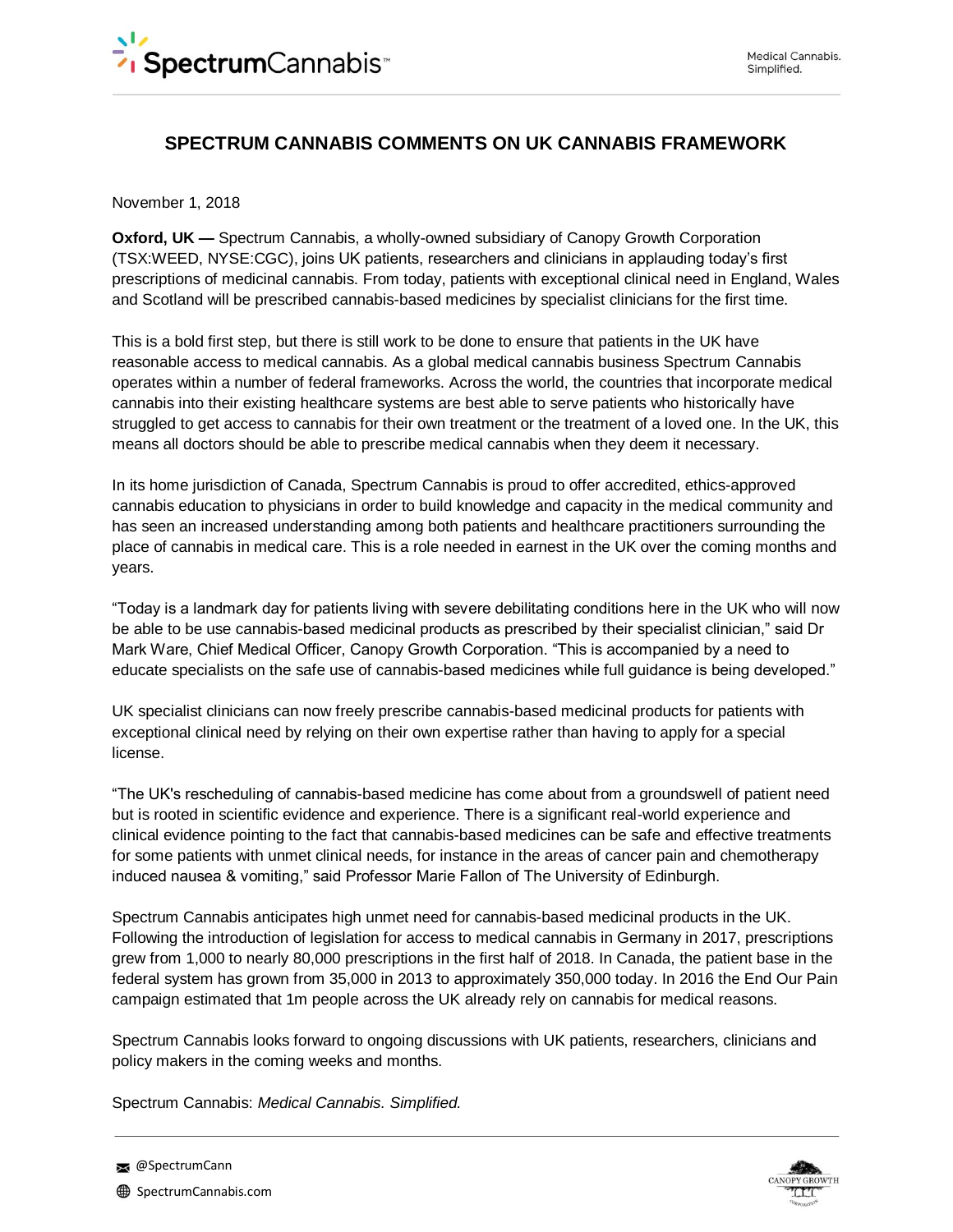# SPECTRUM CANNABIS COMMENTS ON UK CANNABIS FRAMEWORK

November 1, 2018

**Oxford, UK —** Spectrum Cannabis, a wholly-owned subsidiary of Canopy Growth Corporation (TSX:WEED, NYSE:CGC), joins UK patients, researchers and clinicians in applauding today's first prescriptions of medicinal cannabis. From today, patients with exceptional clinical need in England, Wales and Scotland will be prescribed cannabis-based medicines by specialist clinicians for the first time.

This is a bold first step, but there is still work to be done to ensure that patients in the UK have reasonable access to medical cannabis. As a global medical cannabis business Spectrum Cannabis operates within a number of federal frameworks. Across the world, the countries that incorporate medical cannabis into their existing healthcare systems are best able to serve patients who historically have struggled to get access to cannabis for their own treatment or the treatment of a loved one. In the UK, this means all doctors should be able to prescribe medical cannabis when they deem it necessary.

In its home jurisdiction of Canada, Spectrum Cannabis is proud to offer accredited, ethics-approved cannabis education to physicians in order to build knowledge and capacity in the medical community and has seen an increased understanding among both patients and healthcare practitioners surrounding the place of cannabis in medical care. This is a role needed in earnest in the UK over the coming months and years.

"Today is a landmark day for patients living with severe debilitating conditions here in the UK who will now be able to be use cannabis-based medicinal products as prescribed by their specialist clinician," said Dr Mark Ware, Chief Medical Officer, Canopy Growth Corporation. "This is accompanied by a need to educate specialists on the safe use of cannabis-based medicines while full guidance is being developed."

UK specialist clinicians can now freely prescribe cannabis-based medicinal products for patients with exceptional clinical need by relying on their own expertise rather than having to apply for a special license.

"The UK's rescheduling of cannabis-based medicine has come about from a groundswell of patient need but is rooted in scientific evidence and experience. There is a significant real-world experience and clinical evidence pointing to the fact that cannabis-based medicines can be safe and effective treatments for some patients with unmet clinical needs, for instance in the areas of cancer pain and chemotherapy induced nausea & vomiting," said Professor Marie Fallon of The University of Edinburgh.

Spectrum Cannabis anticipates high unmet need for cannabis-based medicinal products in the UK. Following the introduction of legislation for access to medical cannabis in Germany in 2017, prescriptions grew from 1,000 to nearly 80,000 prescriptions in the first half of 2018. In Canada, the patient base in the federal system has grown from 35,000 in 2013 to approximately 350,000 today. In 2016 the End Our Pain campaign estimated that 1m people across the UK already rely on cannabis for medical reasons.

Spectrum Cannabis looks forward to ongoing discussions with UK patients, researchers, clinicians and policy makers in the coming weeks and months.

Spectrum Cannabis: *Medical Cannabis. Simplified.*

@SpectrumCann

SpectrumCannabis.com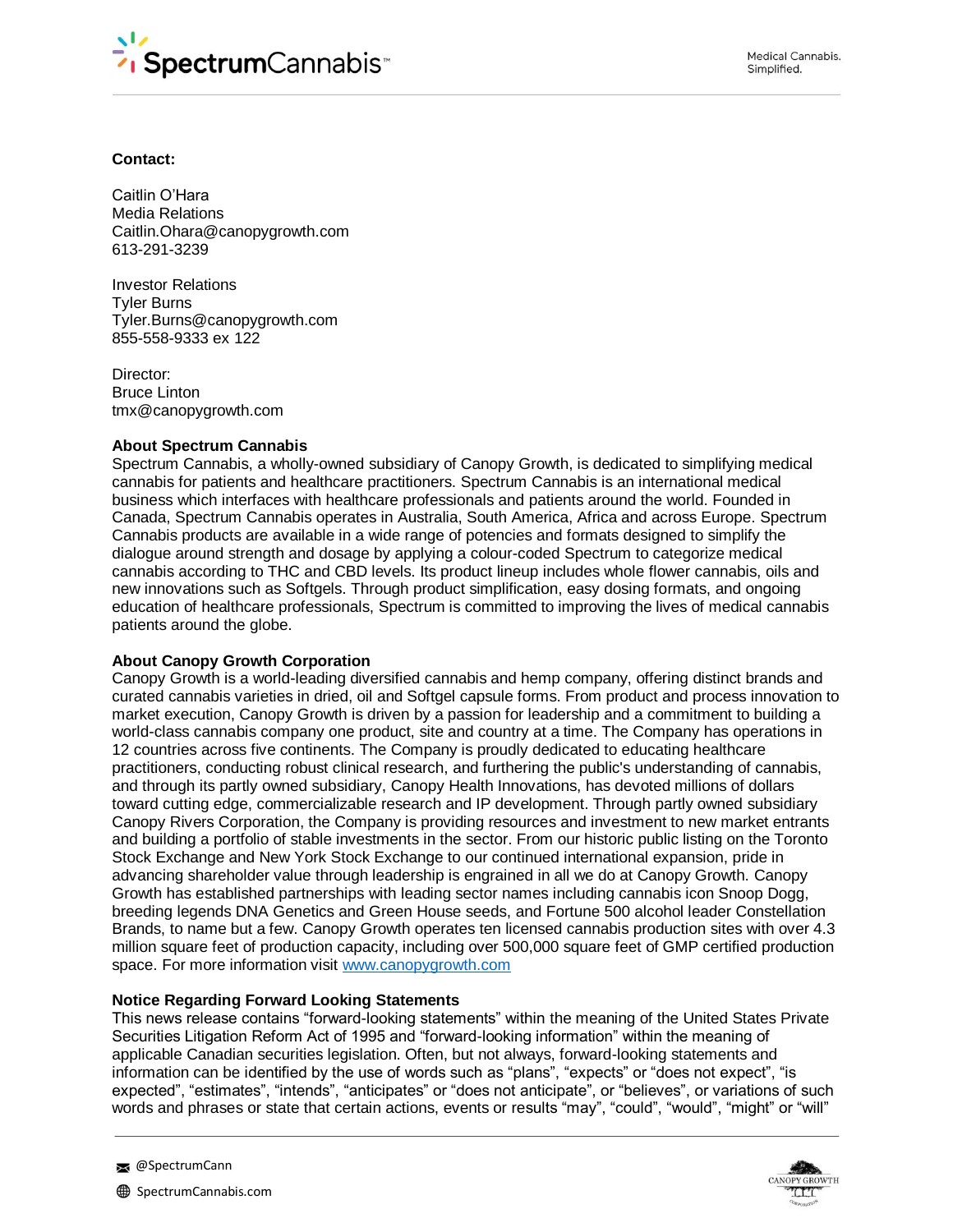**Contact:**

Caitlin O'Hara
Media Relations
Caitlin.Ohara@canopygrowth.com
613-291-3239

Investor Relations
Tyler Burns
Tyler.Burns@canopygrowth.com
855-558-9333 ex 122

Director:
Bruce Linton
tmx@canopygrowth.com

**About Spectrum Cannabis**

Spectrum Cannabis, a wholly-owned subsidiary of Canopy Growth, is dedicated to simplifying medical cannabis for patients and healthcare practitioners. Spectrum Cannabis is an international medical business which interfaces with healthcare professionals and patients around the world. Founded in Canada, Spectrum Cannabis operates in Australia, South America, Africa and across Europe. Spectrum Cannabis products are available in a wide range of potencies and formats designed to simplify the dialogue around strength and dosage by applying a colour-coded Spectrum to categorize medical cannabis according to THC and CBD levels. Its product lineup includes whole flower cannabis, oils and new innovations such as Softgels. Through product simplification, easy dosing formats, and ongoing education of healthcare professionals, Spectrum is committed to improving the lives of medical cannabis patients around the globe.

**About Canopy Growth Corporation**

Canopy Growth is a world-leading diversified cannabis and hemp company, offering distinct brands and curated cannabis varieties in dried, oil and Softgel capsule forms. From product and process innovation to market execution, Canopy Growth is driven by a passion for leadership and a commitment to building a world-class cannabis company one product, site and country at a time. The Company has operations in 12 countries across five continents. The Company is proudly dedicated to educating healthcare practitioners, conducting robust clinical research, and furthering the public's understanding of cannabis, and through its partly owned subsidiary, Canopy Health Innovations, has devoted millions of dollars toward cutting edge, commercializable research and IP development. Through partly owned subsidiary Canopy Rivers Corporation, the Company is providing resources and investment to new market entrants and building a portfolio of stable investments in the sector. From our historic public listing on the Toronto Stock Exchange and New York Stock Exchange to our continued international expansion, pride in advancing shareholder value through leadership is engrained in all we do at Canopy Growth. Canopy Growth has established partnerships with leading sector names including cannabis icon Snoop Dogg, breeding legends DNA Genetics and Green House seeds, and Fortune 500 alcohol leader Constellation Brands, to name but a few. Canopy Growth operates ten licensed cannabis production sites with over 4.3 million square feet of production capacity, including over 500,000 square feet of GMP certified production space. For more information visit [www.canopygrowth.com](http://www.canopygrowth.com)

**Notice Regarding Forward Looking Statements**

This news release contains "forward-looking statements" within the meaning of the United States Private Securities Litigation Reform Act of 1995 and "forward-looking information" within the meaning of applicable Canadian securities legislation. Often, but not always, forward-looking statements and information can be identified by the use of words such as "plans", "expects" or "does not expect", "is expected", "estimates", "intends", "anticipates" or "does not anticipate", or "believes", or variations of such words and phrases or state that certain actions, events or results "may", "could", "would", "might" or "will"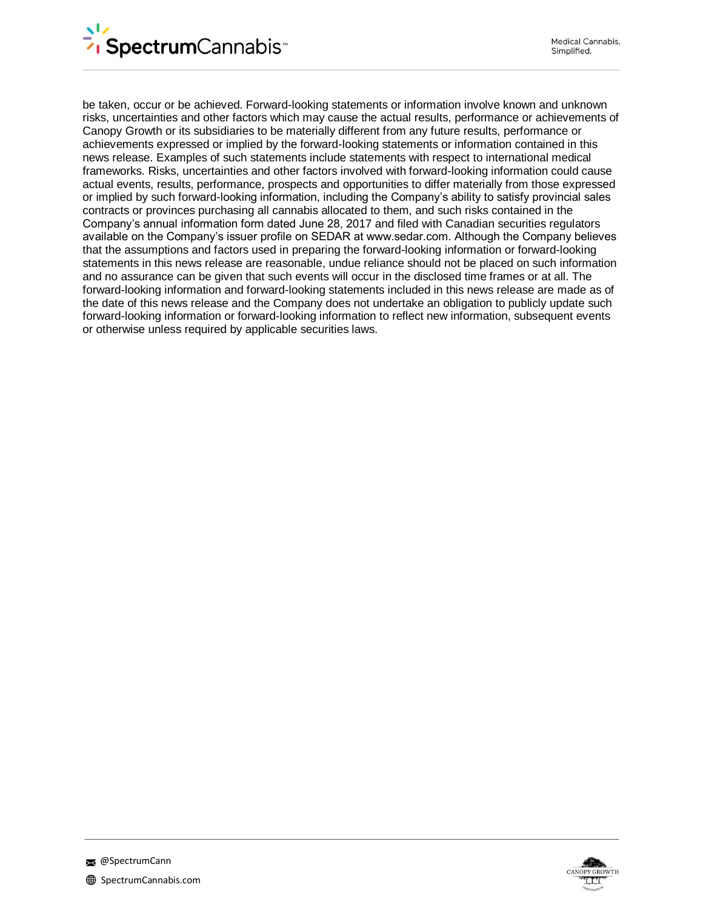be taken, occur or be achieved. Forward-looking statements or information involve known and unknown risks, uncertainties and other factors which may cause the actual results, performance or achievements of Canopy Growth or its subsidiaries to be materially different from any future results, performance or achievements expressed or implied by the forward-looking statements or information contained in this news release. Examples of such statements include statements with respect to international medical frameworks. Risks, uncertainties and other factors involved with forward-looking information could cause actual events, results, performance, prospects and opportunities to differ materially from those expressed or implied by such forward-looking information, including the Company's ability to satisfy provincial sales contracts or provinces purchasing all cannabis allocated to them, and such risks contained in the Company's annual information form dated June 28, 2017 and filed with Canadian securities regulators available on the Company's issuer profile on SEDAR at www.sedar.com. Although the Company believes that the assumptions and factors used in preparing the forward-looking information or forward-looking statements in this news release are reasonable, undue reliance should not be placed on such information and no assurance can be given that such events will occur in the disclosed time frames or at all. The forward-looking information and forward-looking statements included in this news release are made as of the date of this news release and the Company does not undertake an obligation to publicly update such forward-looking information or forward-looking information to reflect new information, subsequent events or otherwise unless required by applicable securities laws.